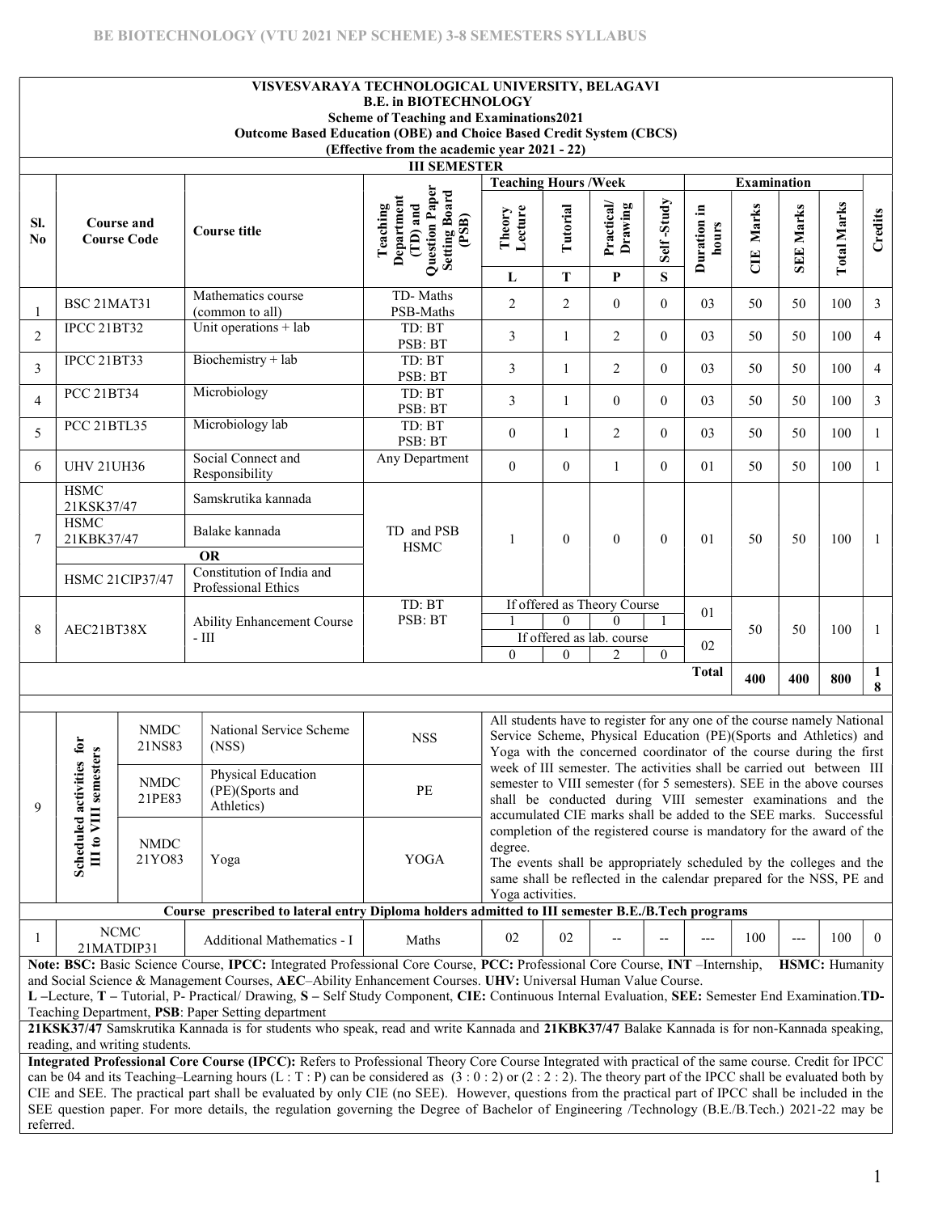# VISVESVARAYA TECHNOLOGICAL UNIVERSITY, BELAGAVI

## B.E. in BIOTECHNOLOGY

### Scheme of Teaching and Examinations2021

### Outcome Based Education (OBE) and Choice Based Credit System (CBCS)

### (Effective from the academic year 2021 - 22)

### III SEMESTER

| Sl. No | Course and Course Code | | Course title | Teaching Department (TD) and Question Paper Setting Board (PSB) | Teaching Hours /Week | | | | Examination | | | | Credits |
|---|---|---|---|---|---|---|---|---|---|---|---|---|---|
| | | | | | Theory Lecture | Tutorial | Practical/ Drawing | Self -Study | Duration in hours | CIE Marks | SEE Marks | Total Marks | |
| | | | | | L | T | P | S | | | | | |
| 1 | BSC | 21MAT31 | Mathematics course (common to all) | TD- Maths PSB-Maths | 2 | 2 | 0 | 0 | 03 | 50 | 50 | 100 | 3 |
| 2 | IPCC | 21BT32 | Unit operations + lab | TD: BT PSB: BT | 3 | 1 | 2 | 0 | 03 | 50 | 50 | 100 | 4 |
| 3 | IPCC | 21BT33 | Biochemistry + lab | TD: BT PSB: BT | 3 | 1 | 2 | 0 | 03 | 50 | 50 | 100 | 4 |
| 4 | PCC | 21BT34 | Microbiology | TD: BT PSB: BT | 3 | 1 | 0 | 0 | 03 | 50 | 50 | 100 | 3 |
| 5 | PCC | 21BTL35 | Microbiology lab | TD: BT PSB: BT | 0 | 1 | 2 | 0 | 03 | 50 | 50 | 100 | 1 |
| 6 | UHV | 21UH36 | Social Connect and Responsibility | Any Department | 0 | 0 | 1 | 0 | 01 | 50 | 50 | 100 | 1 |
| 7 | HSMC | 21KSK37/47 | Samskrutika kannada | TD and PSB HSMC | 1 | 0 | 0 | 0 | 01 | 50 | 50 | 100 | 1 |
| | HSMC | 21KBK37/47 | Balake kannada | | | | | | | | | | |
| | | | **OR** | | | | | | | | | | |
| | HSMC | 21CIP37/47 | Constitution of India and Professional Ethics | | | | | | | | | | |
| 8 | AEC | 21BT38X | Ability Enhancement Course - III | TD: BT PSB: BT | If offered as Theory Course | | | | 01 | 50 | 50 | 100 | 1 |
| | | | | | 1 | 0 | 0 | 1 | | | | | |
| | | | | | If offered as lab. course | | | | 02 | | | | |
| | | | | | 0 | 0 | 2 | 0 | | | | | |
| | | | | | | | | | **Total** | **400** | **400** | **800** | **18** |
| 9 | Scheduled activities for III to VIII semesters | NMDC 21NS83 | National Service Scheme (NSS) | NSS | All students have to register for any one of the course namely National Service Scheme, Physical Education (PE)(Sports and Athletics) and Yoga with the concerned coordinator of the course during the first week of III semester. The activities shall be carried out between III semester to VIII semester (for 5 semesters). SEE in the above courses shall be conducted during VIII semester examinations and the accumulated CIE marks shall be added to the SEE marks. Successful completion of the registered course is mandatory for the award of the degree. The events shall be appropriately scheduled by the colleges and the same shall be reflected in the calendar prepared for the NSS, PE and Yoga activities. | | | | | | | | |
| | | NMDC 21PE83 | Physical Education (PE)(Sports and Athltics) | PE | | | | | | | | | |
| | | NMDC 21YO83 | Yoga | YOGA | | | | | | | | | |
| | **Course prescribed to lateral entry Diploma holders admitted to III semester B.E./B.Tech programs** | | | | | | | | | | | | |
| 1 | NCMC | 21MATDIP31 | Additional Mathematics - I | Maths | 02 | 02 | -- | -- | --- | 100 | --- | 100 | 0 |

**Note: BSC:** Basic Science Course, **IPCC:** Integrated Professional Core Course, **PCC:** Professional Core Course, **INT** –Internship, **HSMC:** Humanity and Social Science & Management Courses, **AEC**–Ability Enhancement Courses. **UHV:** Universal Human Value Course.

**L** –Lecture, **T** – Tutorial, **P**- Practical/ Drawing, **S** – Self Study Component, **CIE:** Continuous Internal Evaluation, **SEE:** Semester End Examination.**TD-** Teaching Department, **PSB**: Paper Setting department

**21KSK37/47** Samskrutika Kannada is for students who speak, read and write Kannada and **21KBK37/47** Balake Kannada is for non-Kannada speaking, reading, and writing students.

**Integrated Professional Core Course (IPCC):** Refers to Professional Theory Core Course Integrated with practical of the same course. Credit for IPCC can be 04 and its Teaching–Learning hours (L : T : P) can be considered as (3 : 0 : 2) or (2 : 2 : 2). The theory part of the IPCC shall be evaluated both by CIE and SEE. The practical part shall be evaluated by only CIE (no SEE). However, questions from the practical part of IPCC shall be included in the SEE question paper. For more details, the regulation governing the Degree of Bachelor of Engineering /Technology (B.E./B.Tech.) 2021-22 may be referred.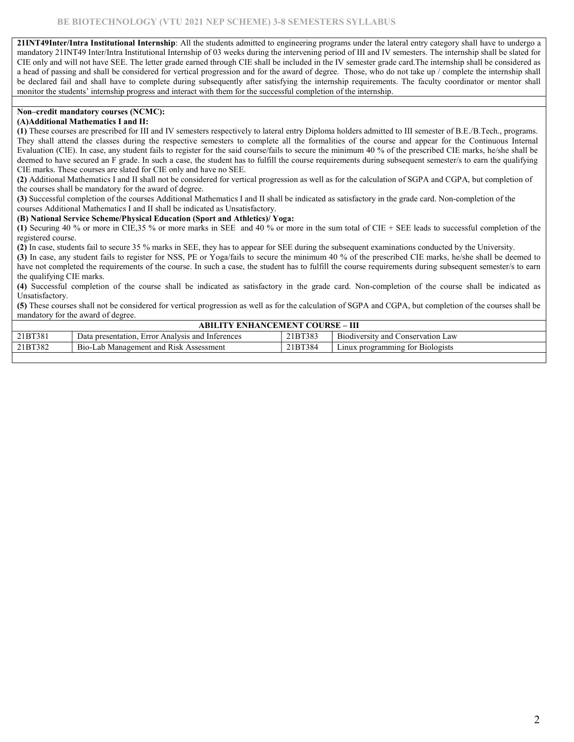**21INT49Inter/Intra Institutional Internship**: All the students admitted to engineering programs under the lateral entry category shall have to undergo a mandatory 21INT49 Inter/Intra Institutional Internship of 03 weeks during the intervening period of III and IV semesters. The internship shall be slated for CIE only and will not have SEE. The letter grade earned through CIE shall be included in the IV semester grade card.The internship shall be considered as a head of passing and shall be considered for vertical progression and for the award of degree. Those, who do not take up / complete the internship shall be declared fail and shall have to complete during subsequently after satisfying the internship requirements. The faculty coordinator or mentor shall monitor the students' internship progress and interact with them for the successful completion of the internship.

**Non–credit mandatory courses (NCMC):**

**(A)Additional Mathematics I and II:**

**(1)** These courses are prescribed for III and IV semesters respectively to lateral entry Diploma holders admitted to III semester of B.E./B.Tech., programs. They shall attend the classes during the respective semesters to complete all the formalities of the course and appear for the Continuous Internal Evaluation (CIE). In case, any student fails to register for the said course/fails to secure the minimum 40 % of the prescribed CIE marks, he/she shall be deemed to have secured an F grade. In such a case, the student has to fulfill the course requirements during subsequent semester/s to earn the qualifying CIE marks. These courses are slated for CIE only and have no SEE.

**(2)** Additional Mathematics I and II shall not be considered for vertical progression as well as for the calculation of SGPA and CGPA, but completion of the courses shall be mandatory for the award of degree.

**(3)** Successful completion of the courses Additional Mathematics I and II shall be indicated as satisfactory in the grade card. Non-completion of the courses Additional Mathematics I and II shall be indicated as Unsatisfactory.

**(B) National Service Scheme/Physical Education (Sport and Athletics)/ Yoga:**

**(1)** Securing 40 % or more in CIE,35 % or more marks in SEE and 40 % or more in the sum total of CIE + SEE leads to successful completion of the registered course.

**(2)** In case, students fail to secure 35 % marks in SEE, they has to appear for SEE during the subsequent examinations conducted by the University.

**(3)** In case, any student fails to register for NSS, PE or Yoga/fails to secure the minimum 40 % of the prescribed CIE marks, he/she shall be deemed to have not completed the requirements of the course. In such a case, the student has to fulfill the course requirements during subsequent semester/s to earn the qualifying CIE marks.

**(4)** Successful completion of the course shall be indicated as satisfactory in the grade card. Non-completion of the course shall be indicated as Unsatisfactory.

**(5)** These courses shall not be considered for vertical progression as well as for the calculation of SGPA and CGPA, but completion of the courses shall be mandatory for the award of degree.

| **ABILITY ENHANCEMENT COURSE – III** | | | |
|---|---|---|---|
| 21BT381 | Data presentation, Error Analysis and Inferences | 21BT383 | Biodiversity and Conservation Law |
| 21BT382 | Bio-Lab Management and Risk Assessment | 21BT384 | Linux programming for Biologists |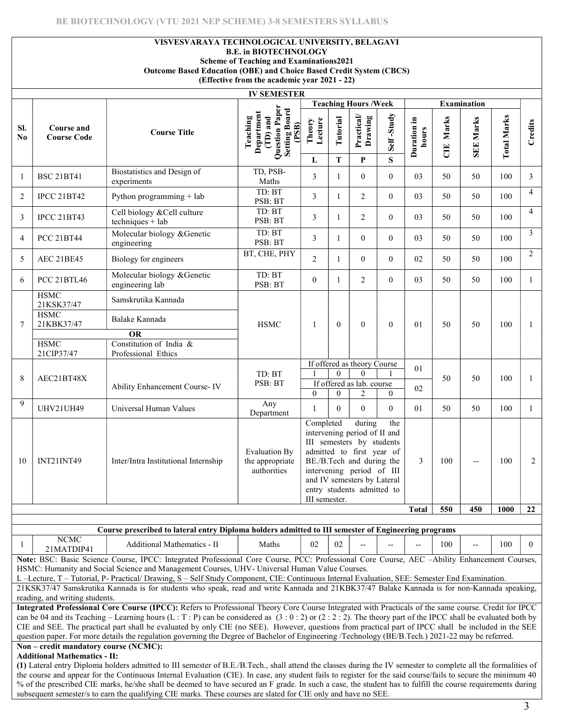**VISVESVARAYA TECHNOLOGICAL UNIVERSITY, BELAGAVI**
**B.E. in BIOTECHNOLOGY**
**Scheme of Teaching and Examinations2021**
**Outcome Based Education (OBE) and Choice Based Credit System (CBCS)**
**(Effective from the academic year 2021 - 22)**

**IV SEMESTER**

| Sl. No | Course and Course Code | Course Title | Teaching Department (TD) and Question Paper Setting Board (PSB) | Teaching Hours /Week | | | | Examination | | | | Credits |
|---|---|---|---|---|---|---|---|---|---|---|---|---|
| | | | | Theory Lecture | Tutorial | Practical/ Drawing | Self -Study | Duration in hours | CIE Marks | SEE Marks | Total Marks | |
| | | | | L | T | P | S | | | | | |
| 1 | BSC 21BT41 | Biostatistics and Design of experiments | TD, PSB- Maths | 3 | 1 | 0 | 0 | 03 | 50 | 50 | 100 | 3 |
| 2 | IPCC 21BT42 | Python programming + lab | TD: BT PSB: BT | 3 | 1 | 2 | 0 | 03 | 50 | 50 | 100 | 4 |
| 3 | IPCC 21BT43 | Cell biology &Cell culture techniques + lab | TD: BT PSB: BT | 3 | 1 | 2 | 0 | 03 | 50 | 50 | 100 | 4 |
| 4 | PCC 21BT44 | Molecular biology &Genetic engineering | TD: BT PSB: BT | 3 | 1 | 0 | 0 | 03 | 50 | 50 | 100 | 3 |
| 5 | AEC 21BE45 | Biology for engineers | BT, CHE, PHY | 2 | 1 | 0 | 0 | 02 | 50 | 50 | 100 | 2 |
| 6 | PCC 21BTL46 | Molecular biology &Genetic engineering lab | TD: BT PSB: BT | 0 | 1 | 2 | 0 | 03 | 50 | 50 | 100 | 1 |
| 7 | HSMC 21KSK37/47 | Samskrutika Kannada | HSMC | 1 | 0 | 0 | 0 | 01 | 50 | 50 | 100 | 1 |
| | HSMC 21KBK37/47 | Balake Kannada | | | | | | | | | | |
| | | **OR** | | | | | | | | | | |
| | HSMC 21CIP37/47 | Constitution of India & Professional Ethics | | | | | | | | | | |
| 8 | AEC21BT48X | Ability Enhancement Course- IV | TD: BT PSB: BT | If offered as theory Course: 1 | 0 | 0 | 1 | 01 | 50 | 50 | 100 | 1 |
| | | | | If offered as lab. course: 0 | 0 | 2 | 0 | 02 | | | | |
| 9 | UHV21UH49 | Universal Human Values | Any Department | 1 | 0 | 0 | 0 | 01 | 50 | 50 | 100 | 1 |
| 10 | INT21INT49 | Inter/Intra Institutional Internship | Evaluation By the appropriate authorities | Completed during the intervening period of II and III semesters by students admitted to first year of BE./B.Tech and during the intervening period of III and IV semesters by Lateral entry students admitted to III semester. | | | | 3 | 100 | -- | 100 | 2 |
| | | | | | | | | **Total** | **550** | **450** | **1000** | **22** |

**Course prescribed to lateral entry Diploma holders admitted to III semester of Engineering programs**

| Sl. No | Course and Course Code | Course Title | TD/PSB | L | T | P | S | Duration in hours | CIE Marks | SEE Marks | Total Marks | Credits |
|---|---|---|---|---|---|---|---|---|---|---|---|---|
| 1 | NCMC 21MATDIP41 | Additional Mathematics - II | Maths | 02 | 02 | -- | -- | -- | 100 | -- | 100 | 0 |

**Note:** BSC: Basic Science Course, IPCC: Integrated Professional Core Course, PCC: Professional Core Course, AEC –Ability Enhancement Courses, HSMC: Humanity and Social Science and Management Courses, UHV- Universal Human Value Courses.

L –Lecture, T – Tutorial, P- Practical/ Drawing, S – Self Study Component, CIE: Continuous Internal Evaluation, SEE: Semester End Examination.

21KSK37/47 Samskrutika Kannada is for students who speak, read and write Kannada and 21KBK37/47 Balake Kannada is for non-Kannada speaking, reading, and writing students.

**Integrated Professional Core Course (IPCC):** Refers to Professional Theory Core Course Integrated with Practicals of the same course. Credit for IPCC can be 04 and its Teaching – Learning hours (L : T : P) can be considered as (3 : 0 : 2) or (2 : 2 : 2). The theory part of the IPCC shall be evaluated both by CIE and SEE. The practical part shall be evaluated by only CIE (no SEE). However, questions from practical part of IPCC shall be included in the SEE question paper. For more details the regulation governing the Degree of Bachelor of Engineering /Technology (BE/B.Tech.) 2021-22 may be referred.

**Non – credit mandatory course (NCMC):**

**Additional Mathematics - II:**

**(1)** Lateral entry Diploma holders admitted to III semester of B.E./B.Tech., shall attend the classes during the IV semester to complete all the formalities of the course and appear for the Continuous Internal Evaluation (CIE). In case, any student fails to register for the said course/fails to secure the minimum 40 % of the prescribed CIE marks, he/she shall be deemed to have secured an F grade. In such a case, the student has to fulfill the course requirements during subsequent semester/s to earn the qualifying CIE marks. These courses are slated for CIE only and have no SEE.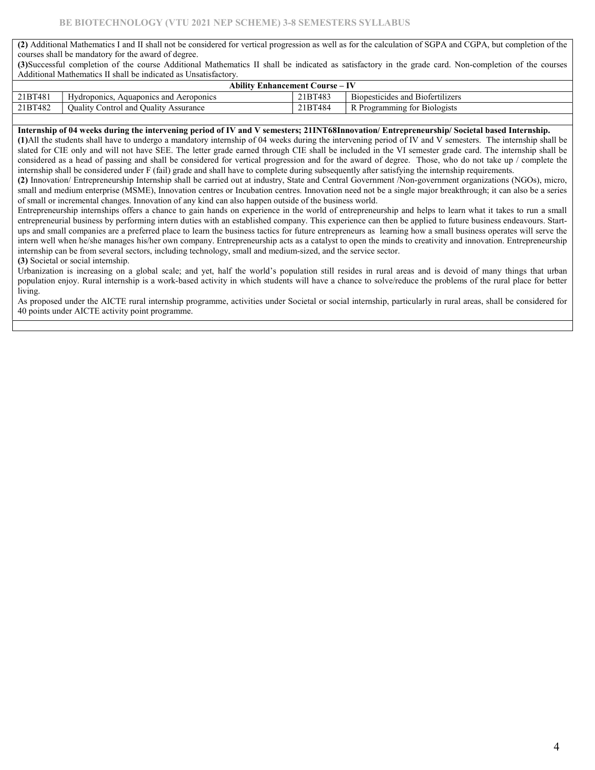**(2)** Additional Mathematics I and II shall not be considered for vertical progression as well as for the calculation of SGPA and CGPA, but completion of the courses shall be mandatory for the award of degree.

**(3)** Successful completion of the course Additional Mathematics II shall be indicated as satisfactory in the grade card. Non-completion of the courses Additional Mathematics II shall be indicated as Unsatisfactory.

| **Ability Enhancement Course – IV** | | | |
|---|---|---|---|
| 21BT481 | Hydroponics, Aquaponics and Aeroponics | 21BT483 | Biopesticides and Biofertilizers |
| 21BT482 | Quality Control and Quality Assurance | 21BT484 | R Programming for Biologists |

**Internship of 04 weeks during the intervening period of IV and V semesters; 21INT68 Innovation/ Entrepreneurship/ Societal based Internship.**

**(1)** All the students shall have to undergo a mandatory internship of 04 weeks during the intervening period of IV and V semesters. The internship shall be slated for CIE only and will not have SEE. The letter grade earned through CIE shall be included in the VI semester grade card. The internship shall be considered as a head of passing and shall be considered for vertical progression and for the award of degree. Those, who do not take up / complete the internship shall be considered under F (fail) grade and shall have to complete during subsequently after satisfying the internship requirements.

**(2)** Innovation/ Entrepreneurship Internship shall be carried out at industry, State and Central Government /Non-government organizations (NGOs), micro, small and medium enterprise (MSME), Innovation centres or Incubation centres. Innovation need not be a single major breakthrough; it can also be a series of small or incremental changes. Innovation of any kind can also happen outside of the business world.

Entrepreneurship internships offers a chance to gain hands on experience in the world of entrepreneurship and helps to learn what it takes to run a small entrepreneurial business by performing intern duties with an established company. This experience can then be applied to future business endeavours. Start-ups and small companies are a preferred place to learn the business tactics for future entrepreneurs as learning how a small business operates will serve the intern well when he/she manages his/her own company. Entrepreneurship acts as a catalyst to open the minds to creativity and innovation. Entrepreneurship internship can be from several sectors, including technology, small and medium-sized, and the service sector.

**(3)** Societal or social internship.

Urbanization is increasing on a global scale; and yet, half the world's population still resides in rural areas and is devoid of many things that urban population enjoy. Rural internship is a work-based activity in which students will have a chance to solve/reduce the problems of the rural place for better living.

As proposed under the AICTE rural internship programme, activities under Societal or social internship, particularly in rural areas, shall be considered for 40 points under AICTE activity point programme.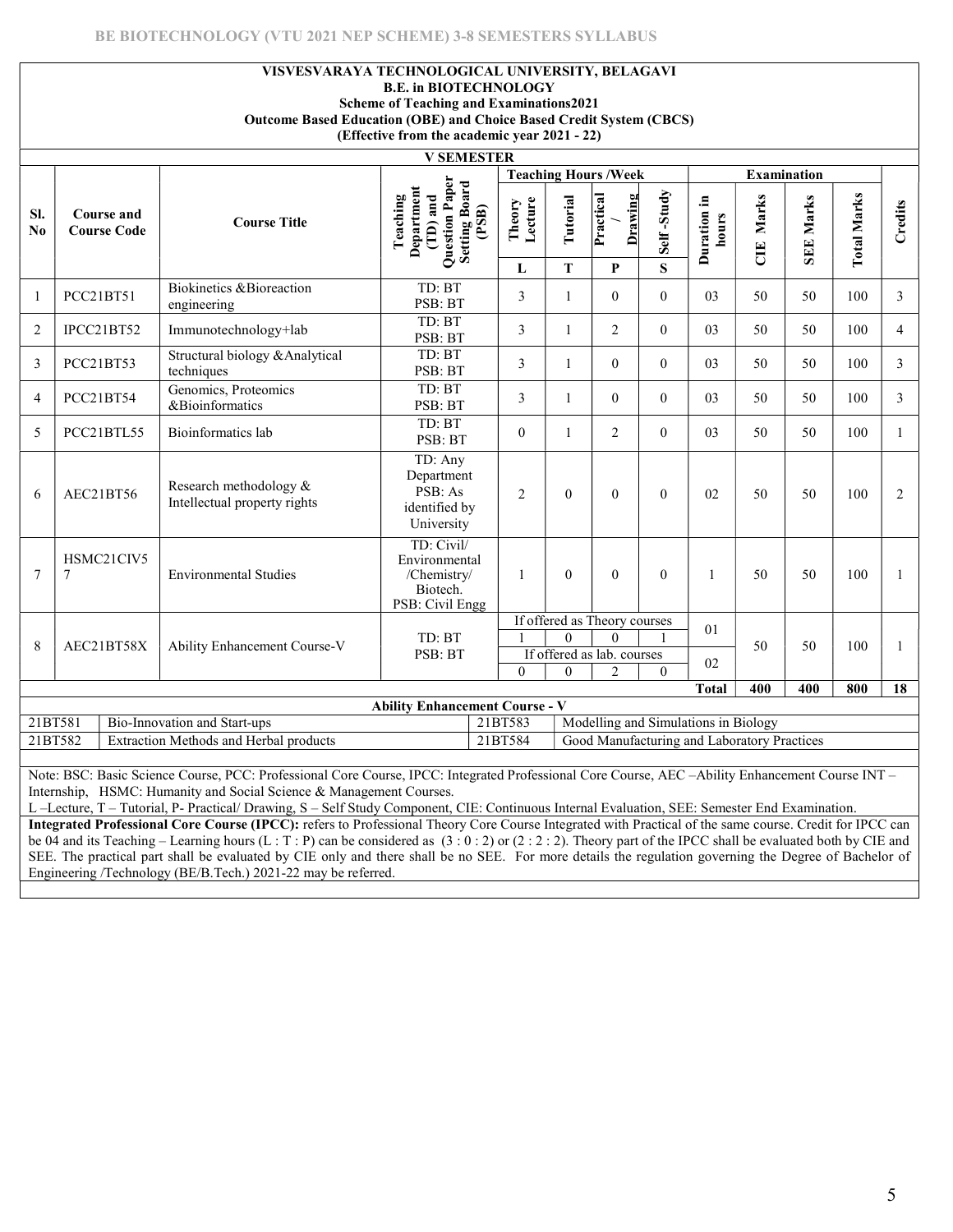**VISVESVARAYA TECHNOLOGICAL UNIVERSITY, BELAGAVI**
**B.E. in BIOTECHNOLOGY**
**Scheme of Teaching and Examinations2021**
**Outcome Based Education (OBE) and Choice Based Credit System (CBCS)**
**(Effective from the academic year 2021 - 22)**

**V SEMESTER**

| Sl. No | Course and Course Code | | Course Title | Teaching Department (TD) and Question Paper Setting Board (PSB) | Teaching Hours /Week | | | | Examination | | | | Credits |
|---|---|---|---|---|---|---|---|---|---|---|---|---|---|
| | | | | | Theory Lecture | Tutorial | Practical / Drawing | Self -Study | Duration in hours | CIE Marks | SEE Marks | Total Marks | |
| | | | | | L | T | P | S | | | | | |
| 1 | PCC | 21BT51 | Biokinetics &Bioreaction engineering | TD: BT PSB: BT | 3 | 1 | 0 | 0 | 03 | 50 | 50 | 100 | 3 |
| 2 | IPCC | 21BT52 | Immunotechnology+lab | TD: BT PSB: BT | 3 | 1 | 2 | 0 | 03 | 50 | 50 | 100 | 4 |
| 3 | PCC | 21BT53 | Structural biology &Analytical techniques | TD: BT PSB: BT | 3 | 1 | 0 | 0 | 03 | 50 | 50 | 100 | 3 |
| 4 | PCC | 21BT54 | Genomics, Proteomics &Bioinformatics | TD: BT PSB: BT | 3 | 1 | 0 | 0 | 03 | 50 | 50 | 100 | 3 |
| 5 | PCC | 21BTL55 | Bioinformatics lab | TD: BT PSB: BT | 0 | 1 | 2 | 0 | 03 | 50 | 50 | 100 | 1 |
| 6 | AEC | 21BT56 | Research methodology & Intellectual property rights | TD: Any Department PSB: As identified by University | 2 | 0 | 0 | 0 | 02 | 50 | 50 | 100 | 2 |
| 7 | HSMC | 21CIV57 | Environmental Studies | TD: Civil/ Environmental /Chemistry/ Biotech. PSB: Civil Engg | 1 | 0 | 0 | 0 | 1 | 50 | 50 | 100 | 1 |
| 8 | AEC | 21BT58X | Ability Enhancement Course-V | TD: BT PSB: BT | If offered as Theory courses | | | | | 50 | 50 | 100 | 1 |
| | | | | | 1 | 0 | 0 | 1 | 01 | | | | |
| | | | | | If offered as lab. courses | | | | | | | | |
| | | | | | 0 | 0 | 2 | 0 | 02 | | | | |
| | | | | | | | | | **Total** | **400** | **400** | **800** | **18** |

**Ability Enhancement Course - V**

| | | | |
|---|---|---|---|
| 21BT581 | Bio-Innovation and Start-ups | 21BT583 | Modelling and Simulations in Biology |
| 21BT582 | Extraction Methods and Herbal products | 21BT584 | Good Manufacturing and Laboratory Practices |

Note: BSC: Basic Science Course, PCC: Professional Core Course, IPCC: Integrated Professional Core Course, AEC –Ability Enhancement Course INT – Internship, HSMC: Humanity and Social Science & Management Courses.
L –Lecture, T – Tutorial, P- Practical/ Drawing, S – Self Study Component, CIE: Continuous Internal Evaluation, SEE: Semester End Examination.

**Integrated Professional Core Course (IPCC):** refers to Professional Theory Core Course Integrated with Practical of the same course. Credit for IPCC can be 04 and its Teaching – Learning hours (L : T : P) can be considered as (3 : 0 : 2) or (2 : 2 : 2). Theory part of the IPCC shall be evaluated both by CIE and SEE. The practical part shall be evaluated by CIE only and there shall be no SEE. For more details the regulation governing the Degree of Bachelor of Engineering /Technology (BE/B.Tech.) 2021-22 may be referred.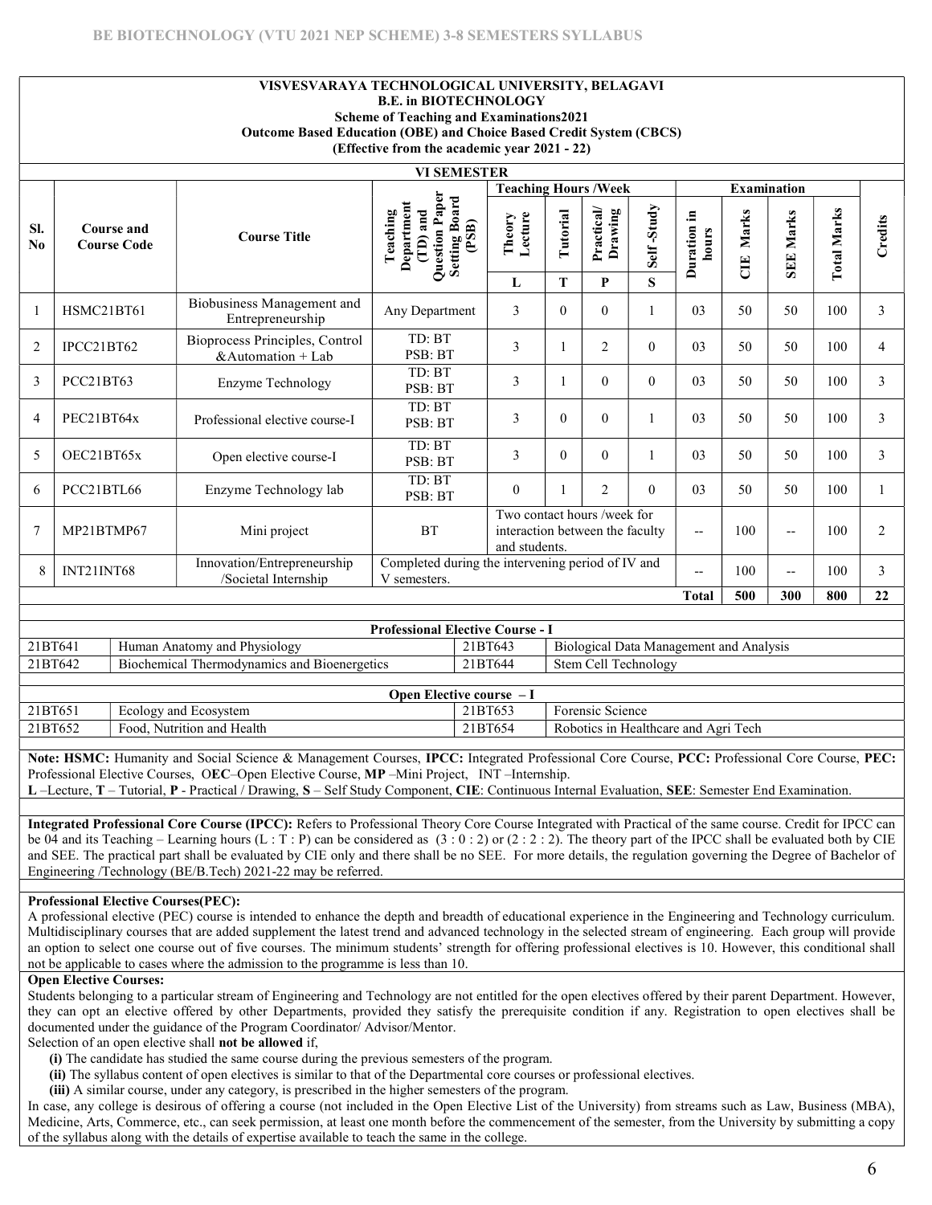**VISVESVARAYA TECHNOLOGICAL UNIVERSITY, BELAGAVI**
**B.E. in BIOTECHNOLOGY**
**Scheme of Teaching and Examinations2021**
**Outcome Based Education (OBE) and Choice Based Credit System (CBCS)**
**(Effective from the academic year 2021 - 22)**

**VI SEMESTER**

| Sl. No | Course and Course Code | | Course Title | Teaching Department (TD) and Question Paper Setting Board (PSB) | Teaching Hours /Week | | | | Examination | | | | Credits |
|---|---|---|---|---|---|---|---|---|---|---|---|---|---|
| | | | | | Theory Lecture | Tutorial | Practical/ Drawing | Self -Study | Duration in hours | CIE Marks | SEE Marks | Total Marks | |
| | | | | | L | T | P | S | | | | | |
| 1 | HSMC | 21BT61 | Biobusiness Management and Entrepreneurship | Any Department | 3 | 0 | 0 | 1 | 03 | 50 | 50 | 100 | 3 |
| 2 | IPCC | 21BT62 | Bioprocess Principles, Control &Automation + Lab | TD: BT PSB: BT | 3 | 1 | 2 | 0 | 03 | 50 | 50 | 100 | 4 |
| 3 | PCC | 21BT63 | Enzyme Technology | TD: BT PSB: BT | 3 | 1 | 0 | 0 | 03 | 50 | 50 | 100 | 3 |
| 4 | PEC | 21BT64x | Professional elective course-I | TD: BT PSB: BT | 3 | 0 | 0 | 1 | 03 | 50 | 50 | 100 | 3 |
| 5 | OEC | 21BT65x | Open elective course-I | TD: BT PSB: BT | 3 | 0 | 0 | 1 | 03 | 50 | 50 | 100 | 3 |
| 6 | PCC | 21BTL66 | Enzyme Technology lab | TD: BT PSB: BT | 0 | 1 | 2 | 0 | 03 | 50 | 50 | 100 | 1 |
| 7 | MP | 21BTMP67 | Mini project | BT | Two contact hours /week for interaction between the faculty and students. | | | | -- | 100 | -- | 100 | 2 |
| 8 | INT | 21INT68 | Innovation/Entrepreneurship /Societal Internship | Completed during the intervening period of IV and V semesters. | | | | | -- | 100 | -- | 100 | 3 |
| | | | | | | | | | **Total** | **500** | **300** | **800** | **22** |

**Professional Elective Course - I**

| | | | |
|---|---|---|---|
| 21BT641 | Human Anatomy and Physiology | 21BT643 | Biological Data Management and Analysis |
| 21BT642 | Biochemical Thermodynamics and Bioenergetics | 21BT644 | Stem Cell Technology |

**Open Elective course – I**

| | | | |
|---|---|---|---|
| 21BT651 | Ecology and Ecosystem | 21BT653 | Forensic Science |
| 21BT652 | Food, Nutrition and Health | 21BT654 | Robotics in Healthcare and Agri Tech |

**Note: HSMC:** Humanity and Social Science & Management Courses, **IPCC:** Integrated Professional Core Course, **PCC:** Professional Core Course, **PEC:** Professional Elective Courses, O**EC**–Open Elective Course, **MP** –Mini Project, INT –Internship.
**L** –Lecture, **T** – Tutorial, **P** - Practical / Drawing, **S** – Self Study Component, **CIE**: Continuous Internal Evaluation, **SEE**: Semester End Examination.

**Integrated Professional Core Course (IPCC):** Refers to Professional Theory Core Course Integrated with Practical of the same course. Credit for IPCC can be 04 and its Teaching – Learning hours (L : T : P) can be considered as (3 : 0 : 2) or (2 : 2 : 2). The theory part of the IPCC shall be evaluated both by CIE and SEE. The practical part shall be evaluated by CIE only and there shall be no SEE. For more details, the regulation governing the Degree of Bachelor of Engineering /Technology (BE/B.Tech) 2021-22 may be referred.

**Professional Elective Courses(PEC):**
A professional elective (PEC) course is intended to enhance the depth and breadth of educational experience in the Engineering and Technology curriculum. Multidisciplinary courses that are added supplement the latest trend and advanced technology in the selected stream of engineering. Each group will provide an option to select one course out of five courses. The minimum students' strength for offering professional electives is 10. However, this conditional shall not be applicable to cases where the admission to the programme is less than 10.

**Open Elective Courses:**
Students belonging to a particular stream of Engineering and Technology are not entitled for the open electives offered by their parent Department. However, they can opt an elective offered by other Departments, provided they satisfy the prerequisite condition if any. Registration to open electives shall be documented under the guidance of the Program Coordinator/ Advisor/Mentor.
Selection of an open elective shall **not be allowed** if,

**(i)** The candidate has studied the same course during the previous semesters of the program.
**(ii)** The syllabus content of open electives is similar to that of the Departmental core courses or professional electives.
**(iii)** A similar course, under any category, is prescribed in the higher semesters of the program.

In case, any college is desirous of offering a course (not included in the Open Elective List of the University) from streams such as Law, Business (MBA), Medicine, Arts, Commerce, etc., can seek permission, at least one month before the commencement of the semester, from the University by submitting a copy of the syllabus along with the details of expertise available to teach the same in the college.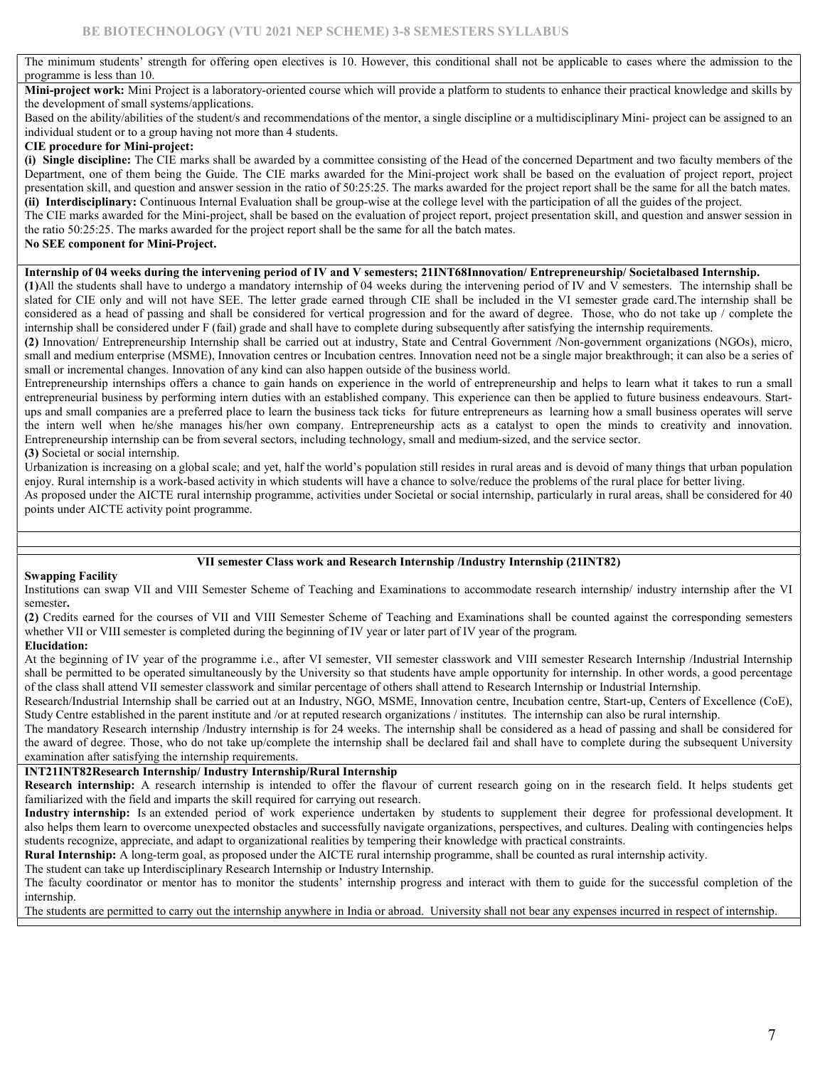The minimum students' strength for offering open electives is 10. However, this conditional shall not be applicable to cases where the admission to the programme is less than 10.

**Mini-project work:** Mini Project is a laboratory-oriented course which will provide a platform to students to enhance their practical knowledge and skills by the development of small systems/applications.

Based on the ability/abilities of the student/s and recommendations of the mentor, a single discipline or a multidisciplinary Mini- project can be assigned to an individual student or to a group having not more than 4 students.

**CIE procedure for Mini-project:**

**(i) Single discipline:** The CIE marks shall be awarded by a committee consisting of the Head of the concerned Department and two faculty members of the Department, one of them being the Guide. The CIE marks awarded for the Mini-project work shall be based on the evaluation of project report, project presentation skill, and question and answer session in the ratio of 50:25:25. The marks awarded for the project report shall be the same for all the batch mates.

**(ii) Interdisciplinary:** Continuous Internal Evaluation shall be group-wise at the college level with the participation of all the guides of the project.

The CIE marks awarded for the Mini-project, shall be based on the evaluation of project report, project presentation skill, and question and answer session in the ratio 50:25:25. The marks awarded for the project report shall be the same for all the batch mates.

**No SEE component for Mini-Project.**

**Internship of 04 weeks during the intervening period of IV and V semesters; 21INT68Innovation/ Entrepreneurship/ Societalbased Internship.**

**(1)**All the students shall have to undergo a mandatory internship of 04 weeks during the intervening period of IV and V semesters. The internship shall be slated for CIE only and will not have SEE. The letter grade earned through CIE shall be included in the VI semester grade card.The internship shall be considered as a head of passing and shall be considered for vertical progression and for the award of degree. Those, who do not take up / complete the internship shall be considered under F (fail) grade and shall have to complete during subsequently after satisfying the internship requirements.

**(2)** Innovation/ Entrepreneurship Internship shall be carried out at industry, State and Central Government /Non-government organizations (NGOs), micro, small and medium enterprise (MSME), Innovation centres or Incubation centres. Innovation need not be a single major breakthrough; it can also be a series of small or incremental changes. Innovation of any kind can also happen outside of the business world.

Entrepreneurship internships offers a chance to gain hands on experience in the world of entrepreneurship and helps to learn what it takes to run a small entrepreneurial business by performing intern duties with an established company. This experience can then be applied to future business endeavours. Start-ups and small companies are a preferred place to learn the business tack ticks for future entrepreneurs as learning how a small business operates will serve the intern well when he/she manages his/her own company. Entrepreneurship acts as a catalyst to open the minds to creativity and innovation. Entrepreneurship internship can be from several sectors, including technology, small and medium-sized, and the service sector.

**(3)** Societal or social internship.

Urbanization is increasing on a global scale; and yet, half the world's population still resides in rural areas and is devoid of many things that urban population enjoy. Rural internship is a work-based activity in which students will have a chance to solve/reduce the problems of the rural place for better living.

As proposed under the AICTE rural internship programme, activities under Societal or social internship, particularly in rural areas, shall be considered for 40 points under AICTE activity point programme.

**VII semester Class work and Research Internship /Industry Internship (21INT82)**

**Swapping Facility**

Institutions can swap VII and VIII Semester Scheme of Teaching and Examinations to accommodate research internship/ industry internship after the VI semester**.**

**(2)** Credits earned for the courses of VII and VIII Semester Scheme of Teaching and Examinations shall be counted against the corresponding semesters whether VII or VIII semester is completed during the beginning of IV year or later part of IV year of the program.

**Elucidation:**

At the beginning of IV year of the programme i.e., after VI semester, VII semester classwork and VIII semester Research Internship /Industrial Internship shall be permitted to be operated simultaneously by the University so that students have ample opportunity for internship. In other words, a good percentage of the class shall attend VII semester classwork and similar percentage of others shall attend to Research Internship or Industrial Internship.

Research/Industrial Internship shall be carried out at an Industry, NGO, MSME, Innovation centre, Incubation centre, Start-up, Centers of Excellence (CoE), Study Centre established in the parent institute and /or at reputed research organizations / institutes. The internship can also be rural internship.

The mandatory Research internship /Industry internship is for 24 weeks. The internship shall be considered as a head of passing and shall be considered for the award of degree. Those, who do not take up/complete the internship shall be declared fail and shall have to complete during the subsequent University examination after satisfying the internship requirements.

**INT21INT82Research Internship/ Industry Internship/Rural Internship**

**Research internship:** A research internship is intended to offer the flavour of current research going on in the research field. It helps students get familiarized with the field and imparts the skill required for carrying out research.

**Industry internship:** Is an extended period of work experience undertaken by students to supplement their degree for professional development. It also helps them learn to overcome unexpected obstacles and successfully navigate organizations, perspectives, and cultures. Dealing with contingencies helps students recognize, appreciate, and adapt to organizational realities by tempering their knowledge with practical constraints.

**Rural Internship:** A long-term goal, as proposed under the AICTE rural internship programme, shall be counted as rural internship activity.

The student can take up Interdisciplinary Research Internship or Industry Internship.

The faculty coordinator or mentor has to monitor the students' internship progress and interact with them to guide for the successful completion of the internship.

The students are permitted to carry out the internship anywhere in India or abroad. University shall not bear any expenses incurred in respect of internship.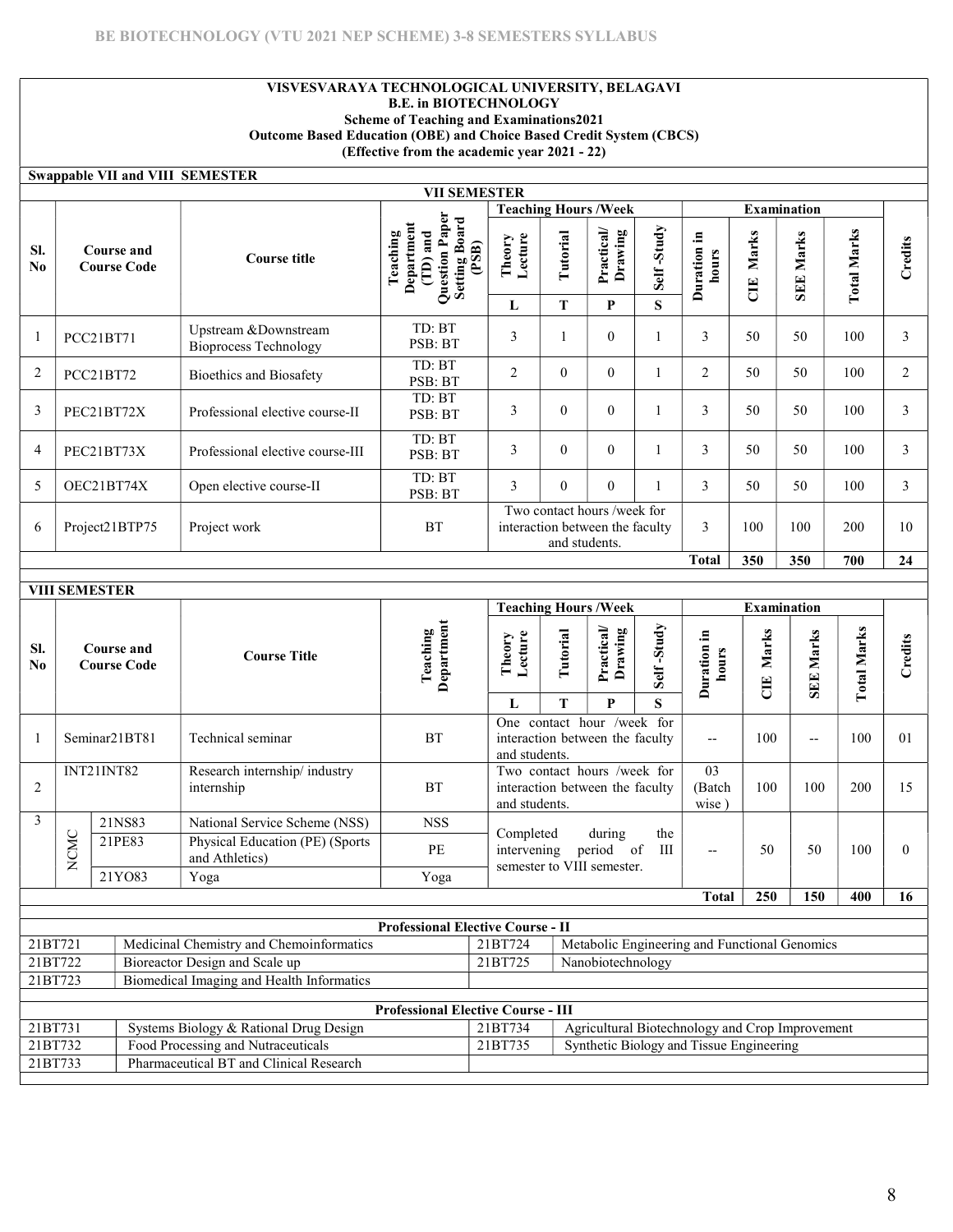**VISVESVARAYA TECHNOLOGICAL UNIVERSITY, BELAGAVI**
**B.E. in BIOTECHNOLOGY**
**Scheme of Teaching and Examinations2021**
**Outcome Based Education (OBE) and Choice Based Credit System (CBCS)**
**(Effective from the academic year 2021 - 22)**

**Swappable VII and VIII SEMESTER**

**VII SEMESTER**

| Sl. No | Course and Course Code | Course title | Teaching Department (TD) and Question Paper Setting Board (PSB) | Teaching Hours /Week | | | | Examination | | | | Credits |
|---|---|---|---|---|---|---|---|---|---|---|---|---|
| | | | | Theory Lecture L | Tutorial T | Practical/ Drawing P | Self -Study S | Duration in hours | CIE Marks | SEE Marks | Total Marks | |
| 1 | PCC21BT71 | Upstream &Downstream Bioprocess Technology | TD: BT PSB: BT | 3 | 1 | 0 | 1 | 3 | 50 | 50 | 100 | 3 |
| 2 | PCC21BT72 | Bioethics and Biosafety | TD: BT PSB: BT | 2 | 0 | 0 | 1 | 2 | 50 | 50 | 100 | 2 |
| 3 | PEC21BT72X | Professional elective course-II | TD: BT PSB: BT | 3 | 0 | 0 | 1 | 3 | 50 | 50 | 100 | 3 |
| 4 | PEC21BT73X | Professional elective course-III | TD: BT PSB: BT | 3 | 0 | 0 | 1 | 3 | 50 | 50 | 100 | 3 |
| 5 | OEC21BT74X | Open elective course-II | TD: BT PSB: BT | 3 | 0 | 0 | 1 | 3 | 50 | 50 | 100 | 3 |
| 6 | Project21BTP75 | Project work | BT | Two contact hours /week for interaction between the faculty and students. | | | | 3 | 100 | 100 | 200 | 10 |
| | | | | | | | | **Total** | **350** | **350** | **700** | **24** |

**VIII SEMESTER**

| Sl. No | Course and Course Code | | Course Title | Teaching Department | Teaching Hours /Week | | | | Examination | | | | Credits |
|---|---|---|---|---|---|---|---|---|---|---|---|---|---|
| | | | | | Theory Lecture L | Tutorial T | Practical/ Drawing P | Self -Study S | Duration in hours | CIE Marks | SEE Marks | Total Marks | |
| 1 | Seminar21BT81 | | Technical seminar | BT | One contact hour /week for interaction between the faculty and students. | | | | -- | 100 | -- | 100 | 01 |
| 2 | INT21INT82 | | Research internship/ industry internship | BT | Two contact hours /week for interaction between the faculty and students. | | | | 03 (Batch wise ) | 100 | 100 | 200 | 15 |
| 3 | NCMC | 21NS83 | National Service Scheme (NSS) | NSS | Completed during the intervening period of III semester to VIII semester. | | | | -- | 50 | 50 | 100 | 0 |
| | | 21PE83 | Physical Education (PE) (Sports and Athletics) | PE | | | | | | | | | |
| | | 21YO83 | Yoga | Yoga | | | | | | | | | |
| | | | | | | | | | **Total** | **250** | **150** | **400** | **16** |

**Professional Elective Course - II**

| Code | Course | Code | Course |
|---|---|---|---|
| 21BT721 | Medicinal Chemistry and Chemoinformatics | 21BT724 | Metabolic Engineering and Functional Genomics |
| 21BT722 | Bioreactor Design and Scale up | 21BT725 | Nanobiotechnology |
| 21BT723 | Biomedical Imaging and Health Informatics | | |

**Professional Elective Course - III**

| Code | Course | Code | Course |
|---|---|---|---|
| 21BT731 | Systems Biology & Rational Drug Design | 21BT734 | Agricultural Biotechnology and Crop Improvement |
| 21BT732 | Food Processing and Nutraceuticals | 21BT735 | Synthetic Biology and Tissue Engineering |
| 21BT733 | Pharmaceutical BT and Clinical Research | | |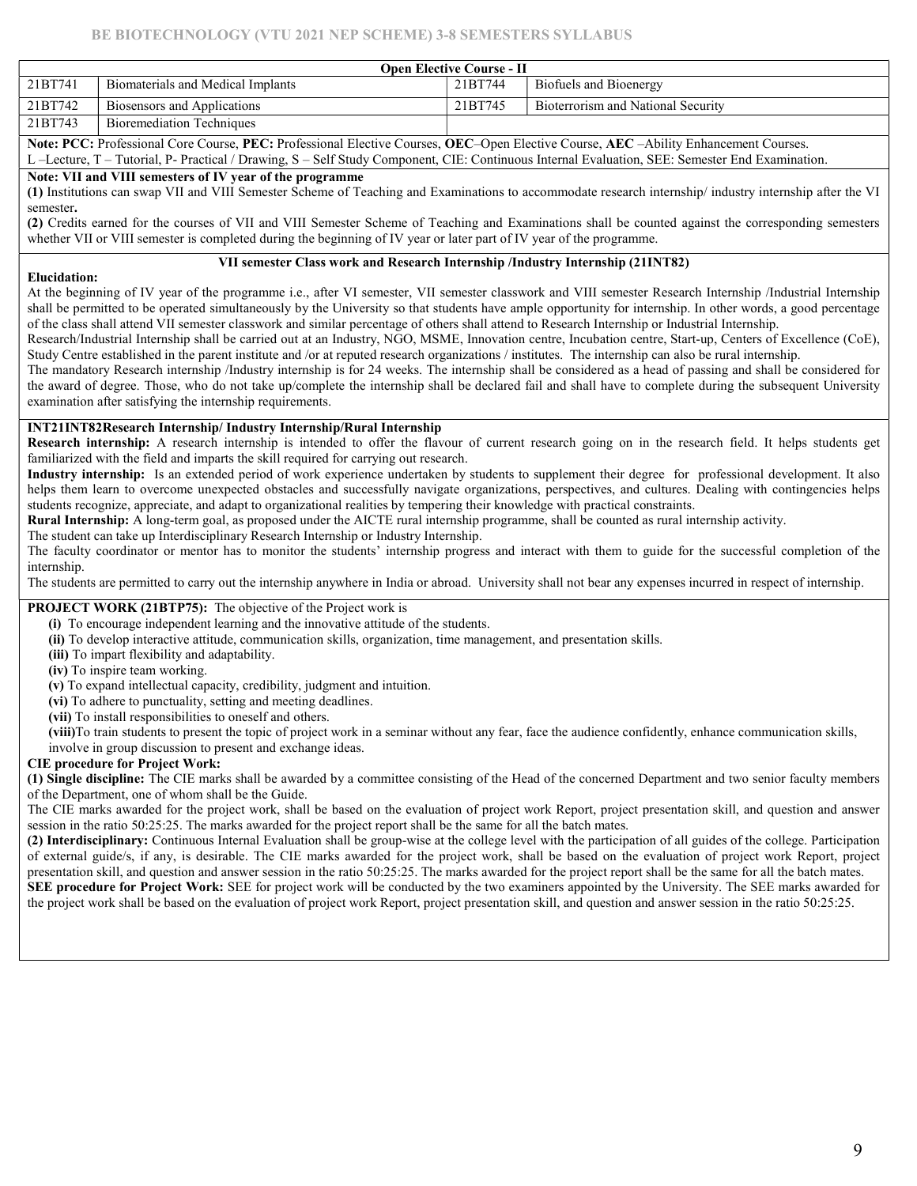| Open Elective Course - II | | | |
|---|---|---|---|
| 21BT741 | Biomaterials and Medical Implants | 21BT744 | Biofuels and Bioenergy |
| 21BT742 | Biosensors and Applications | 21BT745 | Bioterrorism and National Security |
| 21BT743 | Bioremediation Techniques | | |

**Note: PCC:** Professional Core Course, **PEC:** Professional Elective Courses, **OEC**–Open Elective Course, **AEC** –Ability Enhancement Courses.
L –Lecture, T – Tutorial, P- Practical / Drawing, S – Self Study Component, CIE: Continuous Internal Evaluation, SEE: Semester End Examination.

**Note: VII and VIII semesters of IV year of the programme**

**(1)** Institutions can swap VII and VIII Semester Scheme of Teaching and Examinations to accommodate research internship/ industry internship after the VI semester**.**

**(2)** Credits earned for the courses of VII and VIII Semester Scheme of Teaching and Examinations shall be counted against the corresponding semesters whether VII or VIII semester is completed during the beginning of IV year or later part of IV year of the programme.

**VII semester Class work and Research Internship /Industry Internship (21INT82)**

**Elucidation:**

At the beginning of IV year of the programme i.e., after VI semester, VII semester classwork and VIII semester Research Internship /Industrial Internship shall be permitted to be operated simultaneously by the University so that students have ample opportunity for internship. In other words, a good percentage of the class shall attend VII semester classwork and similar percentage of others shall attend to Research Internship or Industrial Internship.

Research/Industrial Internship shall be carried out at an Industry, NGO, MSME, Innovation centre, Incubation centre, Start-up, Centers of Excellence (CoE), Study Centre established in the parent institute and /or at reputed research organizations / institutes. The internship can also be rural internship.

The mandatory Research internship /Industry internship is for 24 weeks. The internship shall be considered as a head of passing and shall be considered for the award of degree. Those, who do not take up/complete the internship shall be declared fail and shall have to complete during the subsequent University examination after satisfying the internship requirements.

**INT21INT82Research Internship/ Industry Internship/Rural Internship**

**Research internship:** A research internship is intended to offer the flavour of current research going on in the research field. It helps students get familiarized with the field and imparts the skill required for carrying out research.

**Industry internship:** Is an extended period of work experience undertaken by students to supplement their degree for professional development. It also helps them learn to overcome unexpected obstacles and successfully navigate organizations, perspectives, and cultures. Dealing with contingencies helps students recognize, appreciate, and adapt to organizational realities by tempering their knowledge with practical constraints.

**Rural Internship:** A long-term goal, as proposed under the AICTE rural internship programme, shall be counted as rural internship activity.

The student can take up Interdisciplinary Research Internship or Industry Internship.

The faculty coordinator or mentor has to monitor the students' internship progress and interact with them to guide for the successful completion of the internship.

The students are permitted to carry out the internship anywhere in India or abroad. University shall not bear any expenses incurred in respect of internship.

**PROJECT WORK (21BTP75):** The objective of the Project work is

**(i)** To encourage independent learning and the innovative attitude of the students.
**(ii)** To develop interactive attitude, communication skills, organization, time management, and presentation skills.
**(iii)** To impart flexibility and adaptability.
**(iv)** To inspire team working.
**(v)** To expand intellectual capacity, credibility, judgment and intuition.
**(vi)** To adhere to punctuality, setting and meeting deadlines.
**(vii)** To install responsibilities to oneself and others.
**(viii)**To train students to present the topic of project work in a seminar without any fear, face the audience confidently, enhance communication skills, involve in group discussion to present and exchange ideas.

**CIE procedure for Project Work:**

**(1) Single discipline:** The CIE marks shall be awarded by a committee consisting of the Head of the concerned Department and two senior faculty members of the Department, one of whom shall be the Guide.

The CIE marks awarded for the project work, shall be based on the evaluation of project work Report, project presentation skill, and question and answer session in the ratio 50:25:25. The marks awarded for the project report shall be the same for all the batch mates.

**(2) Interdisciplinary:** Continuous Internal Evaluation shall be group-wise at the college level with the participation of all guides of the college. Participation of external guide/s, if any, is desirable. The CIE marks awarded for the project work, shall be based on the evaluation of project work Report, project presentation skill, and question and answer session in the ratio 50:25:25. The marks awarded for the project report shall be the same for all the batch mates.

**SEE procedure for Project Work:** SEE for project work will be conducted by the two examiners appointed by the University. The SEE marks awarded for the project work shall be based on the evaluation of project work Report, project presentation skill, and question and answer session in the ratio 50:25:25.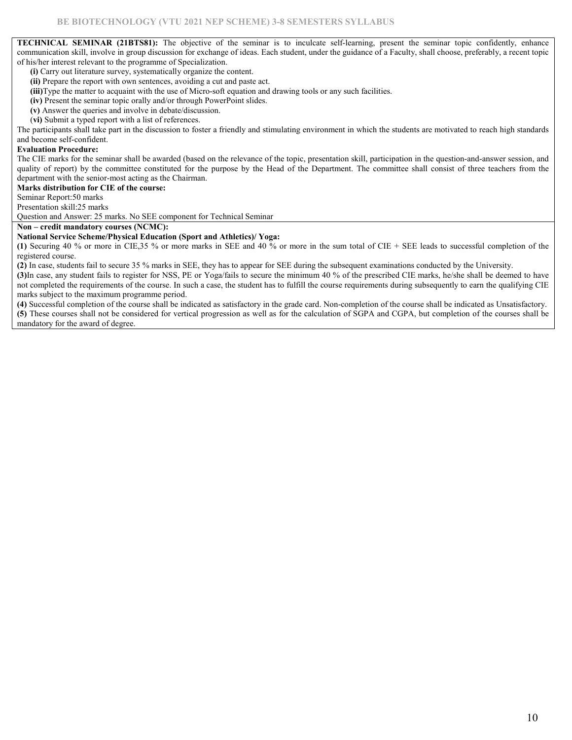**TECHNICAL SEMINAR (21BTS81):** The objective of the seminar is to inculcate self-learning, present the seminar topic confidently, enhance communication skill, involve in group discussion for exchange of ideas. Each student, under the guidance of a Faculty, shall choose, preferably, a recent topic of his/her interest relevant to the programme of Specialization.

**(i)** Carry out literature survey, systematically organize the content.
**(ii)** Prepare the report with own sentences, avoiding a cut and paste act.
**(iii)**Type the matter to acquaint with the use of Micro-soft equation and drawing tools or any such facilities.
**(iv)** Present the seminar topic orally and/or through PowerPoint slides.
**(v)** Answer the queries and involve in debate/discussion.
(**vi)** Submit a typed report with a list of references.

The participants shall take part in the discussion to foster a friendly and stimulating environment in which the students are motivated to reach high standards and become self-confident.

**Evaluation Procedure:**

The CIE marks for the seminar shall be awarded (based on the relevance of the topic, presentation skill, participation in the question-and-answer session, and quality of report) by the committee constituted for the purpose by the Head of the Department. The committee shall consist of three teachers from the department with the senior-most acting as the Chairman.

**Marks distribution for CIE of the course:**

Seminar Report:50 marks
Presentation skill:25 marks
Question and Answer: 25 marks. No SEE component for Technical Seminar

**Non – credit mandatory courses (NCMC):**

**National Service Scheme/Physical Education (Sport and Athletics)/ Yoga:**

**(1)** Securing 40 % or more in CIE,35 % or more marks in SEE and 40 % or more in the sum total of CIE + SEE leads to successful completion of the registered course.

**(2)** In case, students fail to secure 35 % marks in SEE, they has to appear for SEE during the subsequent examinations conducted by the University.

**(3)**In case, any student fails to register for NSS, PE or Yoga/fails to secure the minimum 40 % of the prescribed CIE marks, he/she shall be deemed to have not completed the requirements of the course. In such a case, the student has to fulfill the course requirements during subsequently to earn the qualifying CIE marks subject to the maximum programme period.

**(4)** Successful completion of the course shall be indicated as satisfactory in the grade card. Non-completion of the course shall be indicated as Unsatisfactory.

**(5)** These courses shall not be considered for vertical progression as well as for the calculation of SGPA and CGPA, but completion of the courses shall be mandatory for the award of degree.